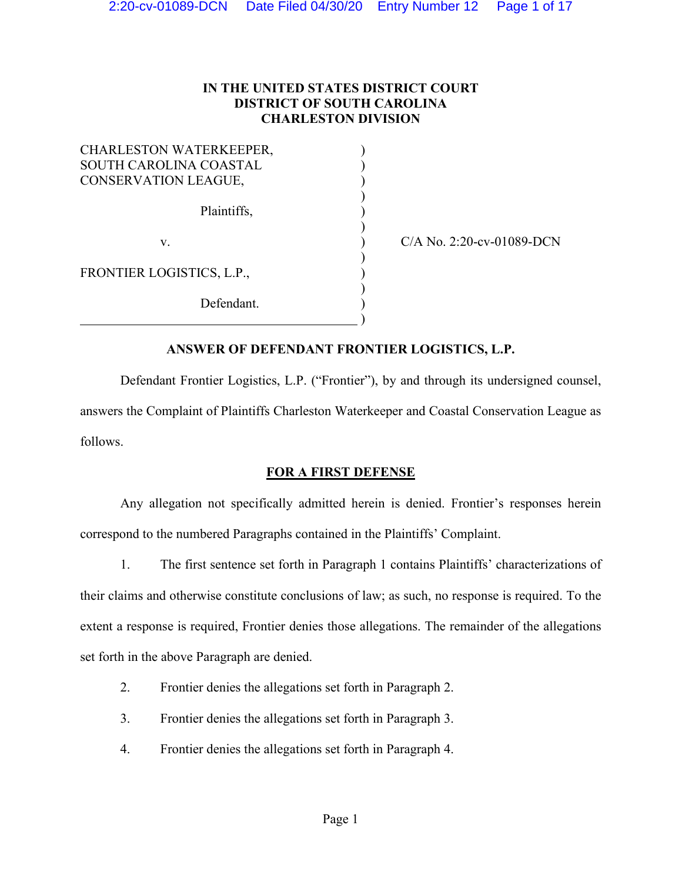**IN THE UNITED STATES DISTRICT COURT**
**DISTRICT OF SOUTH CAROLINA**
**CHARLESTON DIVISION**

| | |
|---|---|
| CHARLESTON WATERKEEPER, SOUTH CAROLINA COASTAL CONSERVATION LEAGUE,<br><br>Plaintiffs,<br><br>v.<br><br>FRONTIER LOGISTICS, L.P.,<br><br>Defendant. | C/A No. 2:20-cv-01089-DCN |

**ANSWER OF DEFENDANT FRONTIER LOGISTICS, L.P.**

Defendant Frontier Logistics, L.P. ("Frontier"), by and through its undersigned counsel, answers the Complaint of Plaintiffs Charleston Waterkeeper and Coastal Conservation League as follows.

**FOR A FIRST DEFENSE**

Any allegation not specifically admitted herein is denied. Frontier's responses herein correspond to the numbered Paragraphs contained in the Plaintiffs' Complaint.

1. The first sentence set forth in Paragraph 1 contains Plaintiffs' characterizations of their claims and otherwise constitute conclusions of law; as such, no response is required. To the extent a response is required, Frontier denies those allegations. The remainder of the allegations set forth in the above Paragraph are denied.

2. Frontier denies the allegations set forth in Paragraph 2.

3. Frontier denies the allegations set forth in Paragraph 3.

4. Frontier denies the allegations set forth in Paragraph 4.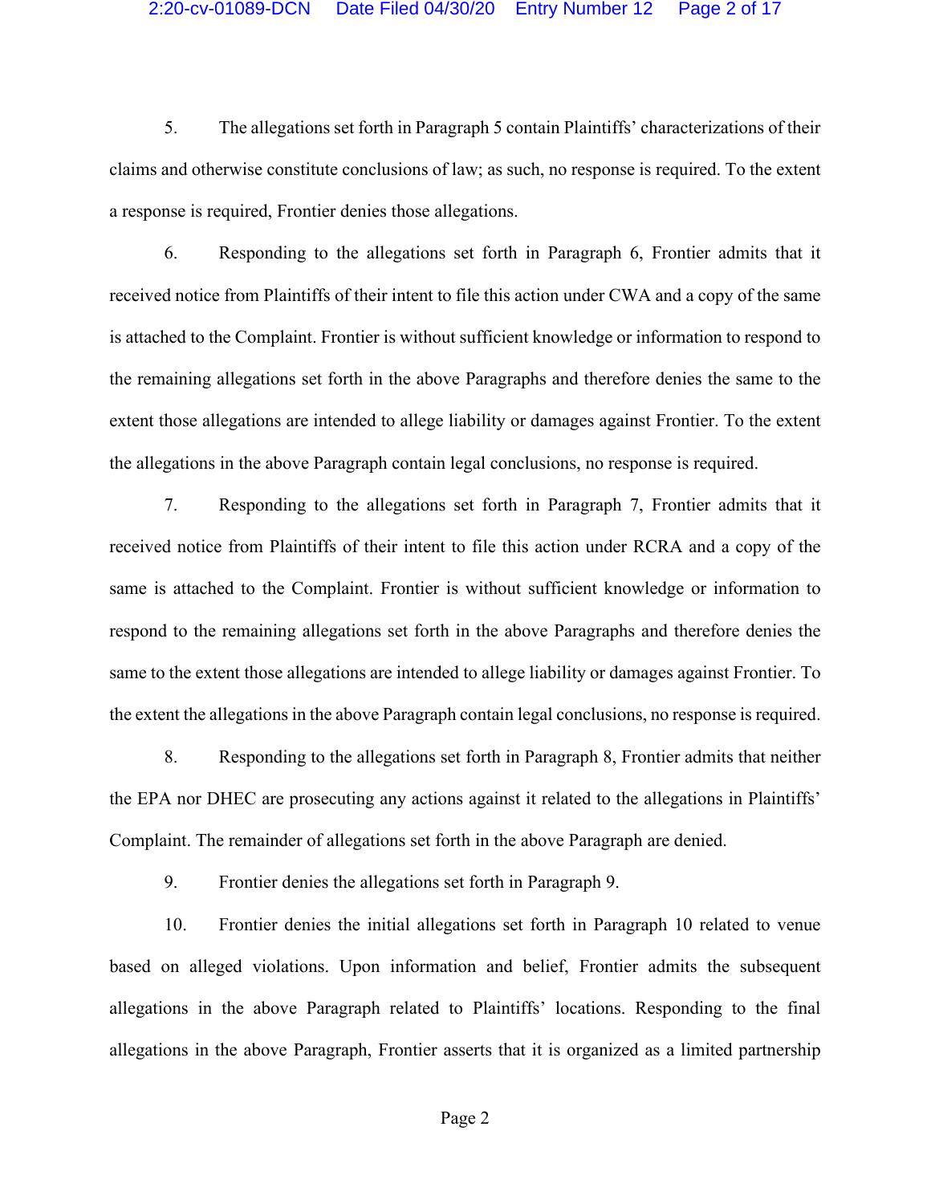5. The allegations set forth in Paragraph 5 contain Plaintiffs' characterizations of their claims and otherwise constitute conclusions of law; as such, no response is required. To the extent a response is required, Frontier denies those allegations.

6. Responding to the allegations set forth in Paragraph 6, Frontier admits that it received notice from Plaintiffs of their intent to file this action under CWA and a copy of the same is attached to the Complaint. Frontier is without sufficient knowledge or information to respond to the remaining allegations set forth in the above Paragraphs and therefore denies the same to the extent those allegations are intended to allege liability or damages against Frontier. To the extent the allegations in the above Paragraph contain legal conclusions, no response is required.

7. Responding to the allegations set forth in Paragraph 7, Frontier admits that it received notice from Plaintiffs of their intent to file this action under RCRA and a copy of the same is attached to the Complaint. Frontier is without sufficient knowledge or information to respond to the remaining allegations set forth in the above Paragraphs and therefore denies the same to the extent those allegations are intended to allege liability or damages against Frontier. To the extent the allegations in the above Paragraph contain legal conclusions, no response is required.

8. Responding to the allegations set forth in Paragraph 8, Frontier admits that neither the EPA nor DHEC are prosecuting any actions against it related to the allegations in Plaintiffs' Complaint. The remainder of allegations set forth in the above Paragraph are denied.

9. Frontier denies the allegations set forth in Paragraph 9.

10. Frontier denies the initial allegations set forth in Paragraph 10 related to venue based on alleged violations. Upon information and belief, Frontier admits the subsequent allegations in the above Paragraph related to Plaintiffs' locations. Responding to the final allegations in the above Paragraph, Frontier asserts that it is organized as a limited partnership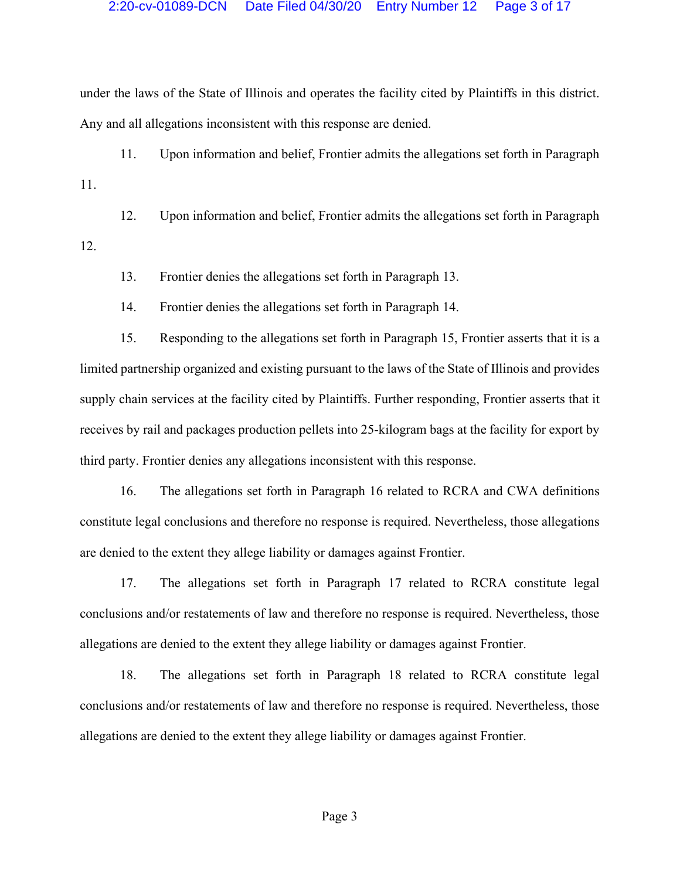under the laws of the State of Illinois and operates the facility cited by Plaintiffs in this district. Any and all allegations inconsistent with this response are denied.

11. Upon information and belief, Frontier admits the allegations set forth in Paragraph 11.

12. Upon information and belief, Frontier admits the allegations set forth in Paragraph 12.

13. Frontier denies the allegations set forth in Paragraph 13.

14. Frontier denies the allegations set forth in Paragraph 14.

15. Responding to the allegations set forth in Paragraph 15, Frontier asserts that it is a limited partnership organized and existing pursuant to the laws of the State of Illinois and provides supply chain services at the facility cited by Plaintiffs. Further responding, Frontier asserts that it receives by rail and packages production pellets into 25-kilogram bags at the facility for export by third party. Frontier denies any allegations inconsistent with this response.

16. The allegations set forth in Paragraph 16 related to RCRA and CWA definitions constitute legal conclusions and therefore no response is required. Nevertheless, those allegations are denied to the extent they allege liability or damages against Frontier.

17. The allegations set forth in Paragraph 17 related to RCRA constitute legal conclusions and/or restatements of law and therefore no response is required. Nevertheless, those allegations are denied to the extent they allege liability or damages against Frontier.

18. The allegations set forth in Paragraph 18 related to RCRA constitute legal conclusions and/or restatements of law and therefore no response is required. Nevertheless, those allegations are denied to the extent they allege liability or damages against Frontier.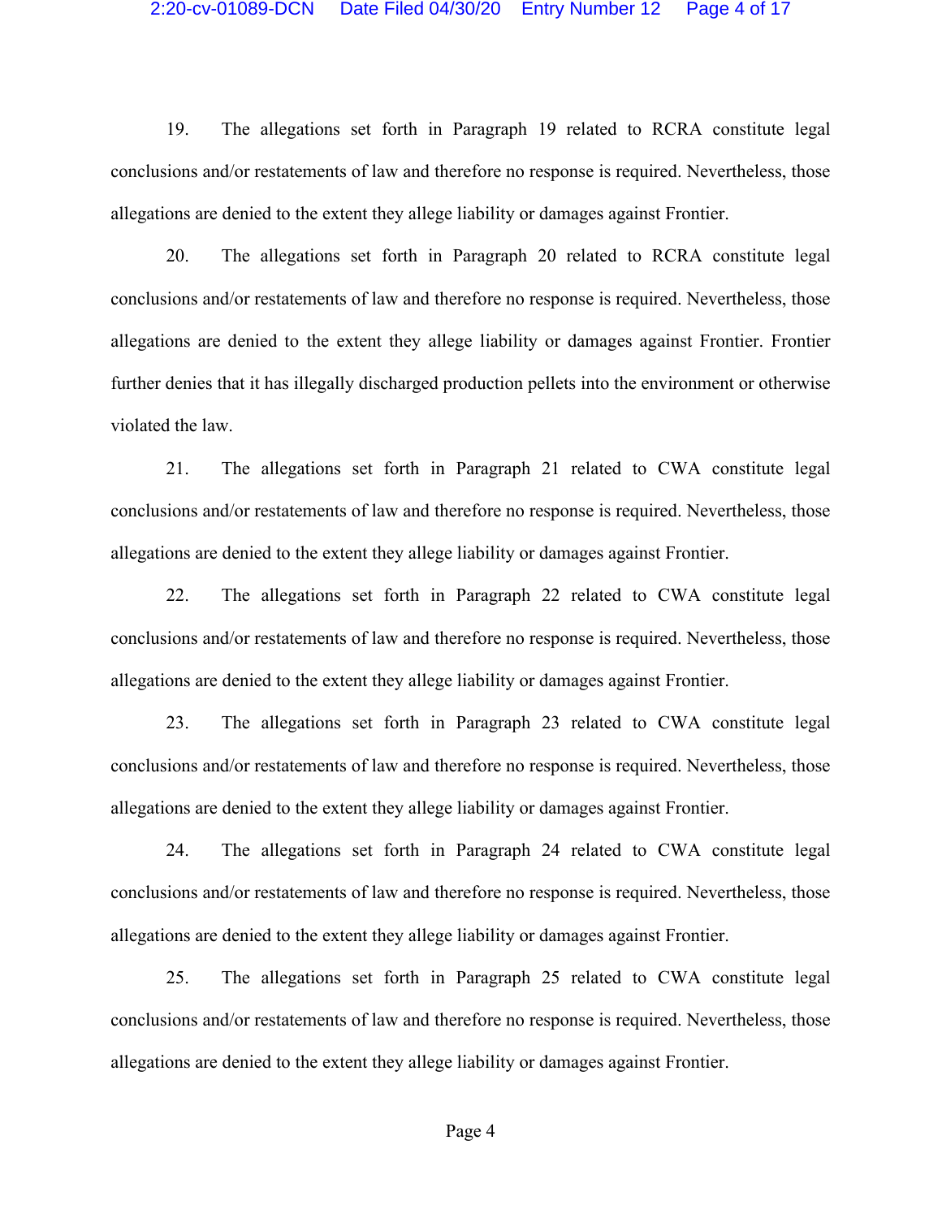19. The allegations set forth in Paragraph 19 related to RCRA constitute legal conclusions and/or restatements of law and therefore no response is required. Nevertheless, those allegations are denied to the extent they allege liability or damages against Frontier.

20. The allegations set forth in Paragraph 20 related to RCRA constitute legal conclusions and/or restatements of law and therefore no response is required. Nevertheless, those allegations are denied to the extent they allege liability or damages against Frontier. Frontier further denies that it has illegally discharged production pellets into the environment or otherwise violated the law.

21. The allegations set forth in Paragraph 21 related to CWA constitute legal conclusions and/or restatements of law and therefore no response is required. Nevertheless, those allegations are denied to the extent they allege liability or damages against Frontier.

22. The allegations set forth in Paragraph 22 related to CWA constitute legal conclusions and/or restatements of law and therefore no response is required. Nevertheless, those allegations are denied to the extent they allege liability or damages against Frontier.

23. The allegations set forth in Paragraph 23 related to CWA constitute legal conclusions and/or restatements of law and therefore no response is required. Nevertheless, those allegations are denied to the extent they allege liability or damages against Frontier.

24. The allegations set forth in Paragraph 24 related to CWA constitute legal conclusions and/or restatements of law and therefore no response is required. Nevertheless, those allegations are denied to the extent they allege liability or damages against Frontier.

25. The allegations set forth in Paragraph 25 related to CWA constitute legal conclusions and/or restatements of law and therefore no response is required. Nevertheless, those allegations are denied to the extent they allege liability or damages against Frontier.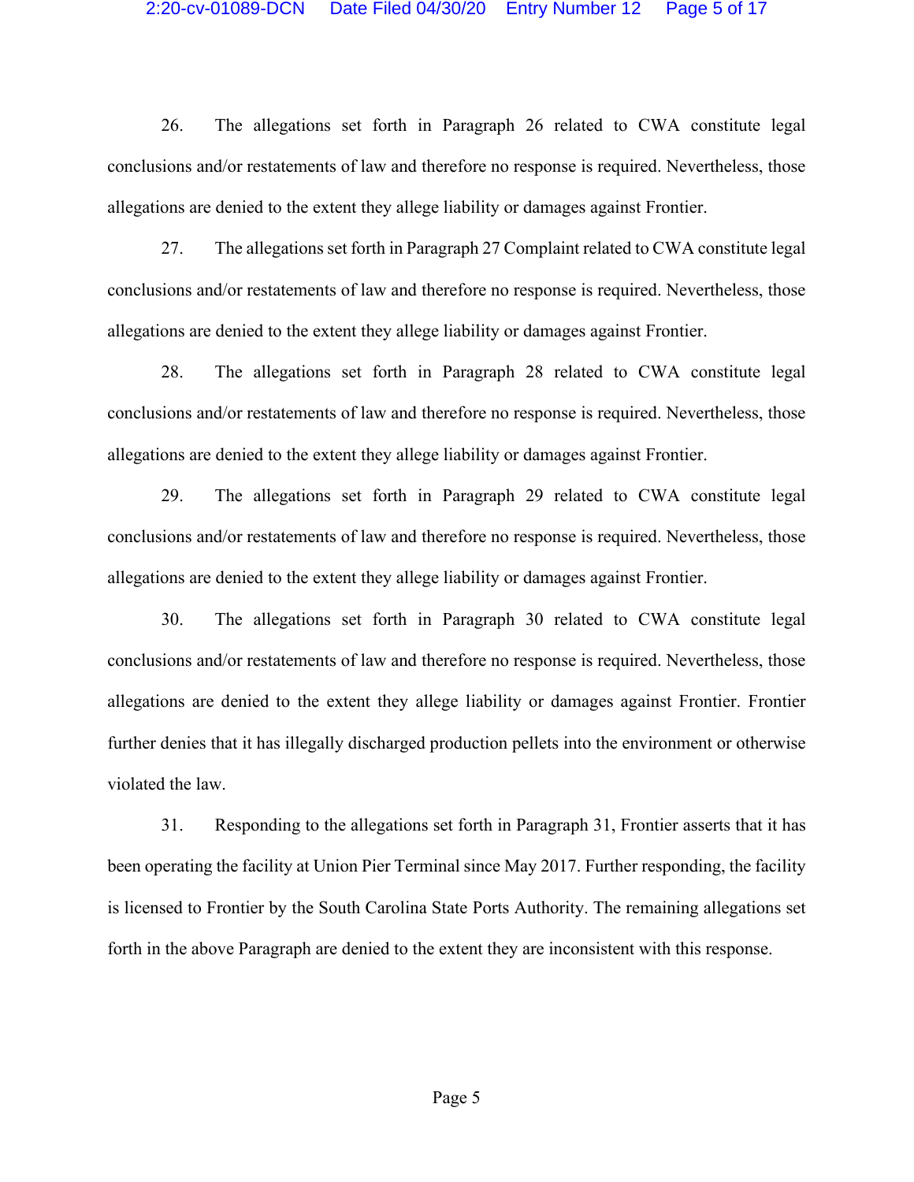26. The allegations set forth in Paragraph 26 related to CWA constitute legal conclusions and/or restatements of law and therefore no response is required. Nevertheless, those allegations are denied to the extent they allege liability or damages against Frontier.

27. The allegations set forth in Paragraph 27 Complaint related to CWA constitute legal conclusions and/or restatements of law and therefore no response is required. Nevertheless, those allegations are denied to the extent they allege liability or damages against Frontier.

28. The allegations set forth in Paragraph 28 related to CWA constitute legal conclusions and/or restatements of law and therefore no response is required. Nevertheless, those allegations are denied to the extent they allege liability or damages against Frontier.

29. The allegations set forth in Paragraph 29 related to CWA constitute legal conclusions and/or restatements of law and therefore no response is required. Nevertheless, those allegations are denied to the extent they allege liability or damages against Frontier.

30. The allegations set forth in Paragraph 30 related to CWA constitute legal conclusions and/or restatements of law and therefore no response is required. Nevertheless, those allegations are denied to the extent they allege liability or damages against Frontier. Frontier further denies that it has illegally discharged production pellets into the environment or otherwise violated the law.

31. Responding to the allegations set forth in Paragraph 31, Frontier asserts that it has been operating the facility at Union Pier Terminal since May 2017. Further responding, the facility is licensed to Frontier by the South Carolina State Ports Authority. The remaining allegations set forth in the above Paragraph are denied to the extent they are inconsistent with this response.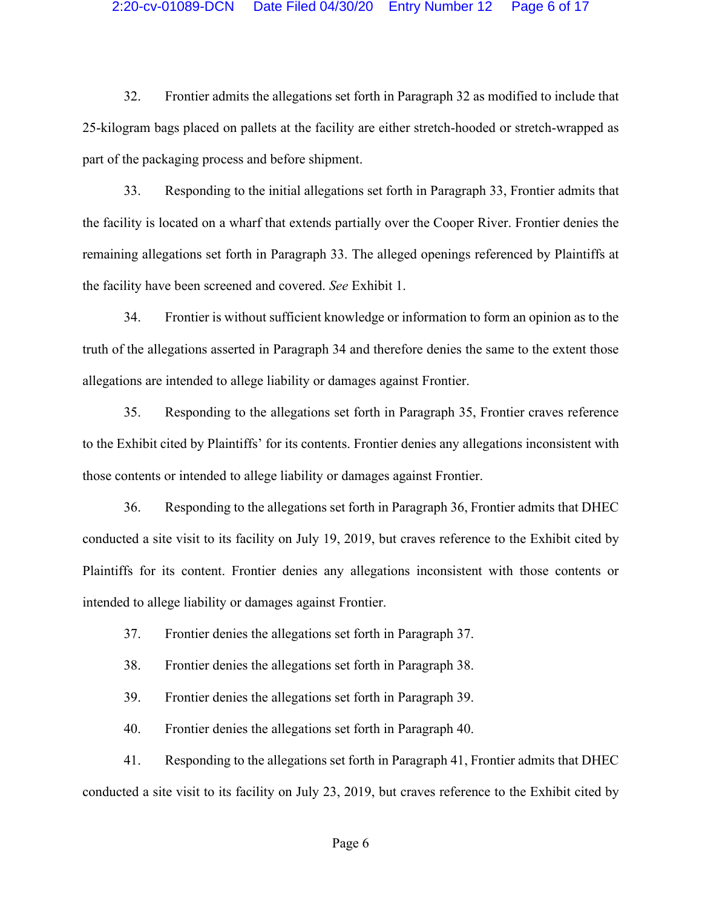32. Frontier admits the allegations set forth in Paragraph 32 as modified to include that 25-kilogram bags placed on pallets at the facility are either stretch-hooded or stretch-wrapped as part of the packaging process and before shipment.

33. Responding to the initial allegations set forth in Paragraph 33, Frontier admits that the facility is located on a wharf that extends partially over the Cooper River. Frontier denies the remaining allegations set forth in Paragraph 33. The alleged openings referenced by Plaintiffs at the facility have been screened and covered. *See* Exhibit 1.

34. Frontier is without sufficient knowledge or information to form an opinion as to the truth of the allegations asserted in Paragraph 34 and therefore denies the same to the extent those allegations are intended to allege liability or damages against Frontier.

35. Responding to the allegations set forth in Paragraph 35, Frontier craves reference to the Exhibit cited by Plaintiffs' for its contents. Frontier denies any allegations inconsistent with those contents or intended to allege liability or damages against Frontier.

36. Responding to the allegations set forth in Paragraph 36, Frontier admits that DHEC conducted a site visit to its facility on July 19, 2019, but craves reference to the Exhibit cited by Plaintiffs for its content. Frontier denies any allegations inconsistent with those contents or intended to allege liability or damages against Frontier.

37. Frontier denies the allegations set forth in Paragraph 37.

38. Frontier denies the allegations set forth in Paragraph 38.

39. Frontier denies the allegations set forth in Paragraph 39.

40. Frontier denies the allegations set forth in Paragraph 40.

41. Responding to the allegations set forth in Paragraph 41, Frontier admits that DHEC conducted a site visit to its facility on July 23, 2019, but craves reference to the Exhibit cited by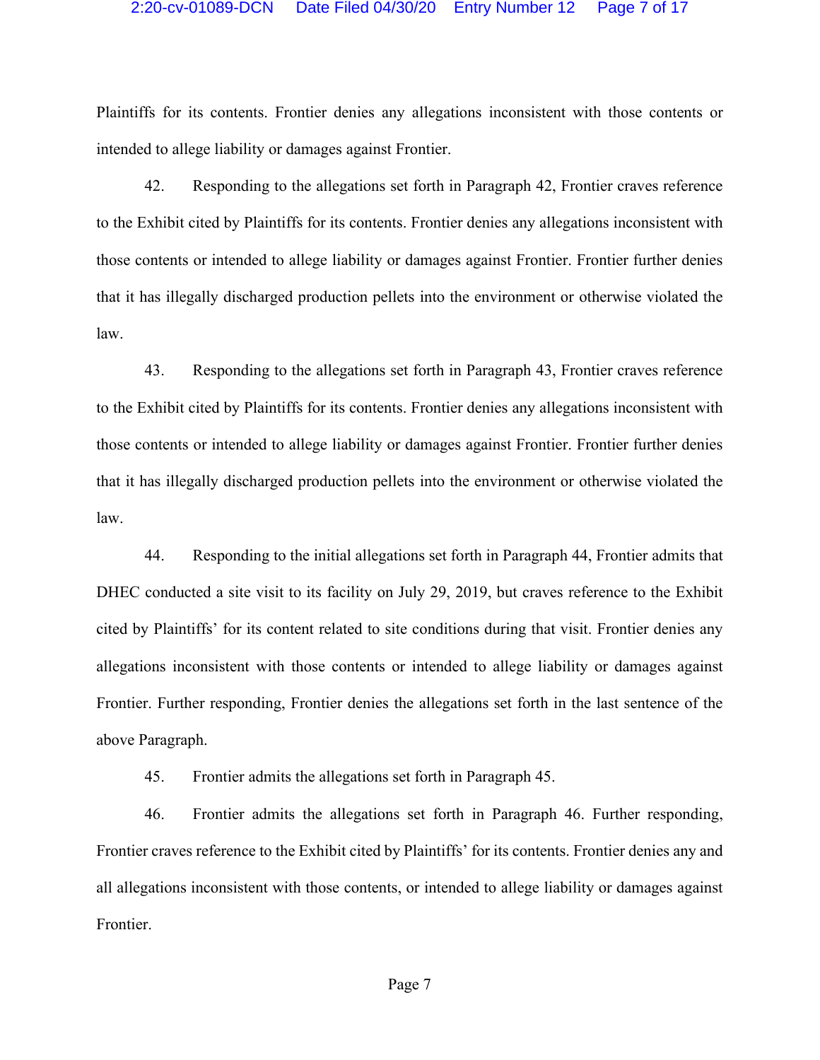Plaintiffs for its contents. Frontier denies any allegations inconsistent with those contents or intended to allege liability or damages against Frontier.

42. Responding to the allegations set forth in Paragraph 42, Frontier craves reference to the Exhibit cited by Plaintiffs for its contents. Frontier denies any allegations inconsistent with those contents or intended to allege liability or damages against Frontier. Frontier further denies that it has illegally discharged production pellets into the environment or otherwise violated the law.

43. Responding to the allegations set forth in Paragraph 43, Frontier craves reference to the Exhibit cited by Plaintiffs for its contents. Frontier denies any allegations inconsistent with those contents or intended to allege liability or damages against Frontier. Frontier further denies that it has illegally discharged production pellets into the environment or otherwise violated the law.

44. Responding to the initial allegations set forth in Paragraph 44, Frontier admits that DHEC conducted a site visit to its facility on July 29, 2019, but craves reference to the Exhibit cited by Plaintiffs' for its content related to site conditions during that visit. Frontier denies any allegations inconsistent with those contents or intended to allege liability or damages against Frontier. Further responding, Frontier denies the allegations set forth in the last sentence of the above Paragraph.

45. Frontier admits the allegations set forth in Paragraph 45.

46. Frontier admits the allegations set forth in Paragraph 46. Further responding, Frontier craves reference to the Exhibit cited by Plaintiffs' for its contents. Frontier denies any and all allegations inconsistent with those contents, or intended to allege liability or damages against Frontier.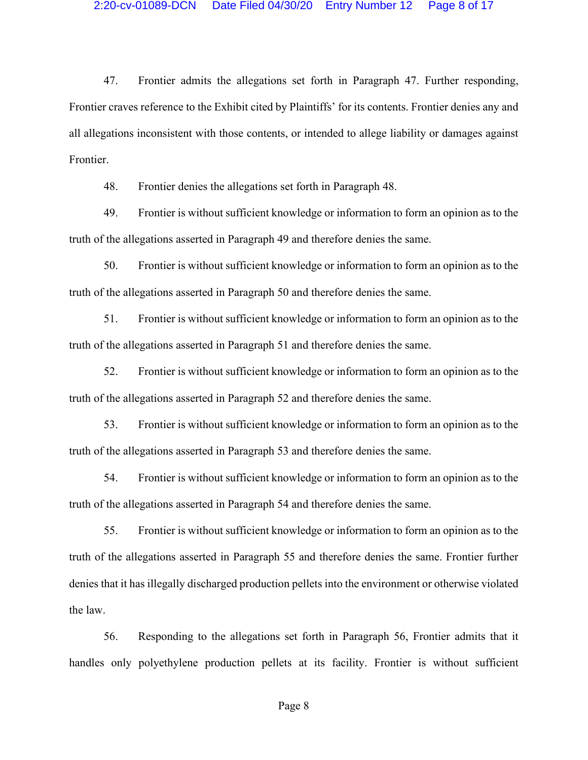47. Frontier admits the allegations set forth in Paragraph 47. Further responding, Frontier craves reference to the Exhibit cited by Plaintiffs' for its contents. Frontier denies any and all allegations inconsistent with those contents, or intended to allege liability or damages against Frontier.

48. Frontier denies the allegations set forth in Paragraph 48.

49. Frontier is without sufficient knowledge or information to form an opinion as to the truth of the allegations asserted in Paragraph 49 and therefore denies the same.

50. Frontier is without sufficient knowledge or information to form an opinion as to the truth of the allegations asserted in Paragraph 50 and therefore denies the same.

51. Frontier is without sufficient knowledge or information to form an opinion as to the truth of the allegations asserted in Paragraph 51 and therefore denies the same.

52. Frontier is without sufficient knowledge or information to form an opinion as to the truth of the allegations asserted in Paragraph 52 and therefore denies the same.

53. Frontier is without sufficient knowledge or information to form an opinion as to the truth of the allegations asserted in Paragraph 53 and therefore denies the same.

54. Frontier is without sufficient knowledge or information to form an opinion as to the truth of the allegations asserted in Paragraph 54 and therefore denies the same.

55. Frontier is without sufficient knowledge or information to form an opinion as to the truth of the allegations asserted in Paragraph 55 and therefore denies the same. Frontier further denies that it has illegally discharged production pellets into the environment or otherwise violated the law.

56. Responding to the allegations set forth in Paragraph 56, Frontier admits that it handles only polyethylene production pellets at its facility. Frontier is without sufficient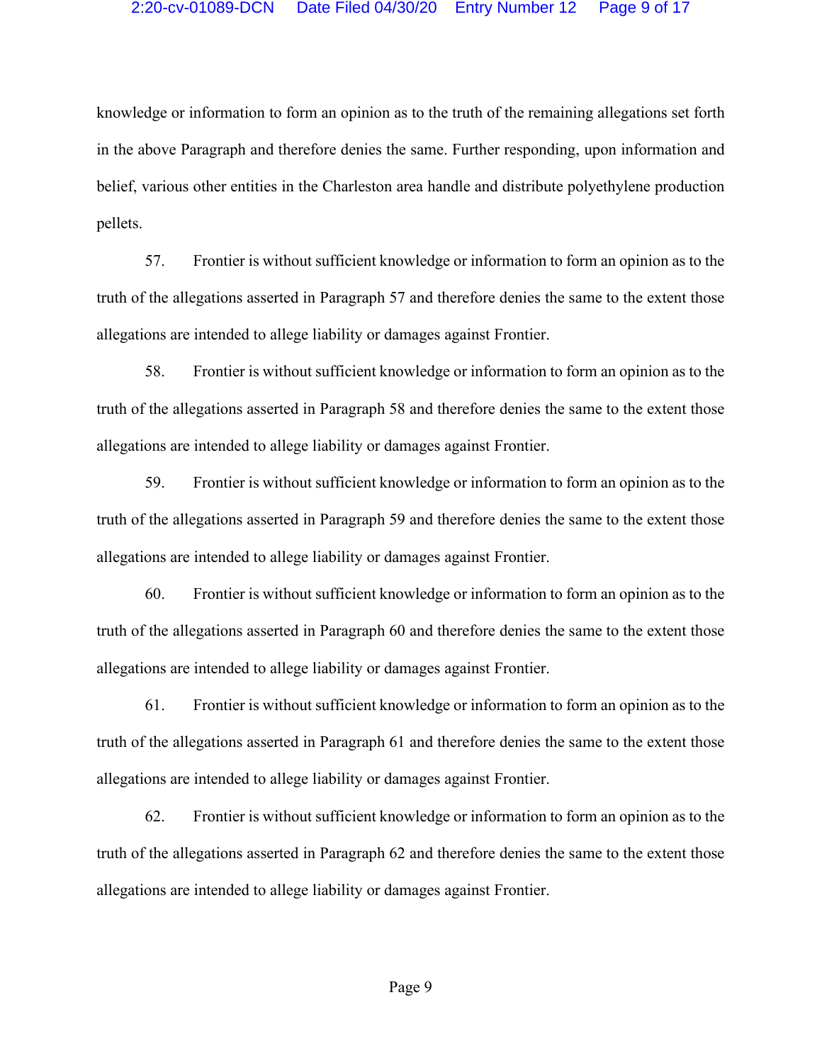knowledge or information to form an opinion as to the truth of the remaining allegations set forth in the above Paragraph and therefore denies the same. Further responding, upon information and belief, various other entities in the Charleston area handle and distribute polyethylene production pellets.

57. Frontier is without sufficient knowledge or information to form an opinion as to the truth of the allegations asserted in Paragraph 57 and therefore denies the same to the extent those allegations are intended to allege liability or damages against Frontier.

58. Frontier is without sufficient knowledge or information to form an opinion as to the truth of the allegations asserted in Paragraph 58 and therefore denies the same to the extent those allegations are intended to allege liability or damages against Frontier.

59. Frontier is without sufficient knowledge or information to form an opinion as to the truth of the allegations asserted in Paragraph 59 and therefore denies the same to the extent those allegations are intended to allege liability or damages against Frontier.

60. Frontier is without sufficient knowledge or information to form an opinion as to the truth of the allegations asserted in Paragraph 60 and therefore denies the same to the extent those allegations are intended to allege liability or damages against Frontier.

61. Frontier is without sufficient knowledge or information to form an opinion as to the truth of the allegations asserted in Paragraph 61 and therefore denies the same to the extent those allegations are intended to allege liability or damages against Frontier.

62. Frontier is without sufficient knowledge or information to form an opinion as to the truth of the allegations asserted in Paragraph 62 and therefore denies the same to the extent those allegations are intended to allege liability or damages against Frontier.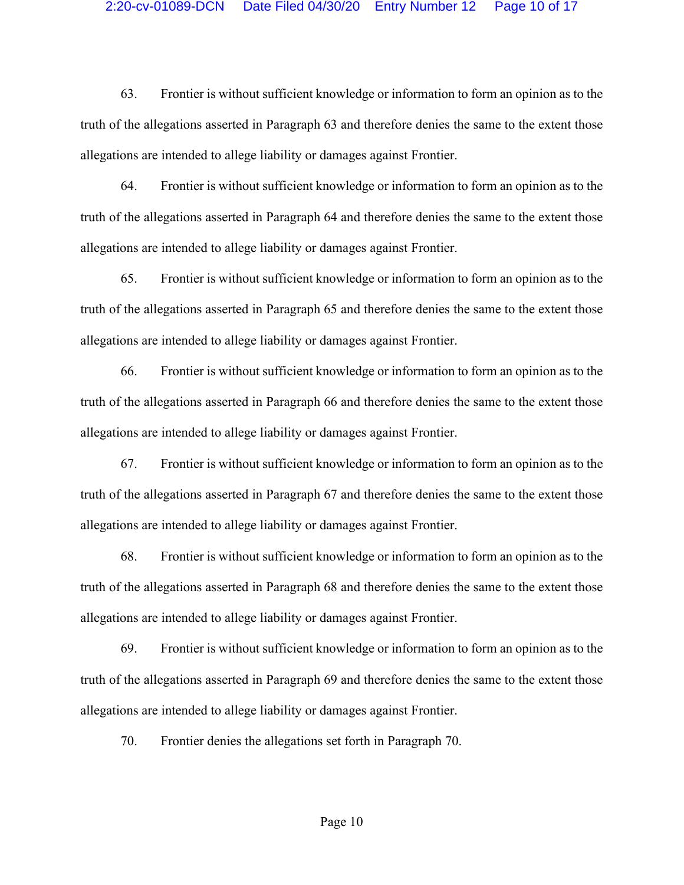63. Frontier is without sufficient knowledge or information to form an opinion as to the truth of the allegations asserted in Paragraph 63 and therefore denies the same to the extent those allegations are intended to allege liability or damages against Frontier.

64. Frontier is without sufficient knowledge or information to form an opinion as to the truth of the allegations asserted in Paragraph 64 and therefore denies the same to the extent those allegations are intended to allege liability or damages against Frontier.

65. Frontier is without sufficient knowledge or information to form an opinion as to the truth of the allegations asserted in Paragraph 65 and therefore denies the same to the extent those allegations are intended to allege liability or damages against Frontier.

66. Frontier is without sufficient knowledge or information to form an opinion as to the truth of the allegations asserted in Paragraph 66 and therefore denies the same to the extent those allegations are intended to allege liability or damages against Frontier.

67. Frontier is without sufficient knowledge or information to form an opinion as to the truth of the allegations asserted in Paragraph 67 and therefore denies the same to the extent those allegations are intended to allege liability or damages against Frontier.

68. Frontier is without sufficient knowledge or information to form an opinion as to the truth of the allegations asserted in Paragraph 68 and therefore denies the same to the extent those allegations are intended to allege liability or damages against Frontier.

69. Frontier is without sufficient knowledge or information to form an opinion as to the truth of the allegations asserted in Paragraph 69 and therefore denies the same to the extent those allegations are intended to allege liability or damages against Frontier.

70. Frontier denies the allegations set forth in Paragraph 70.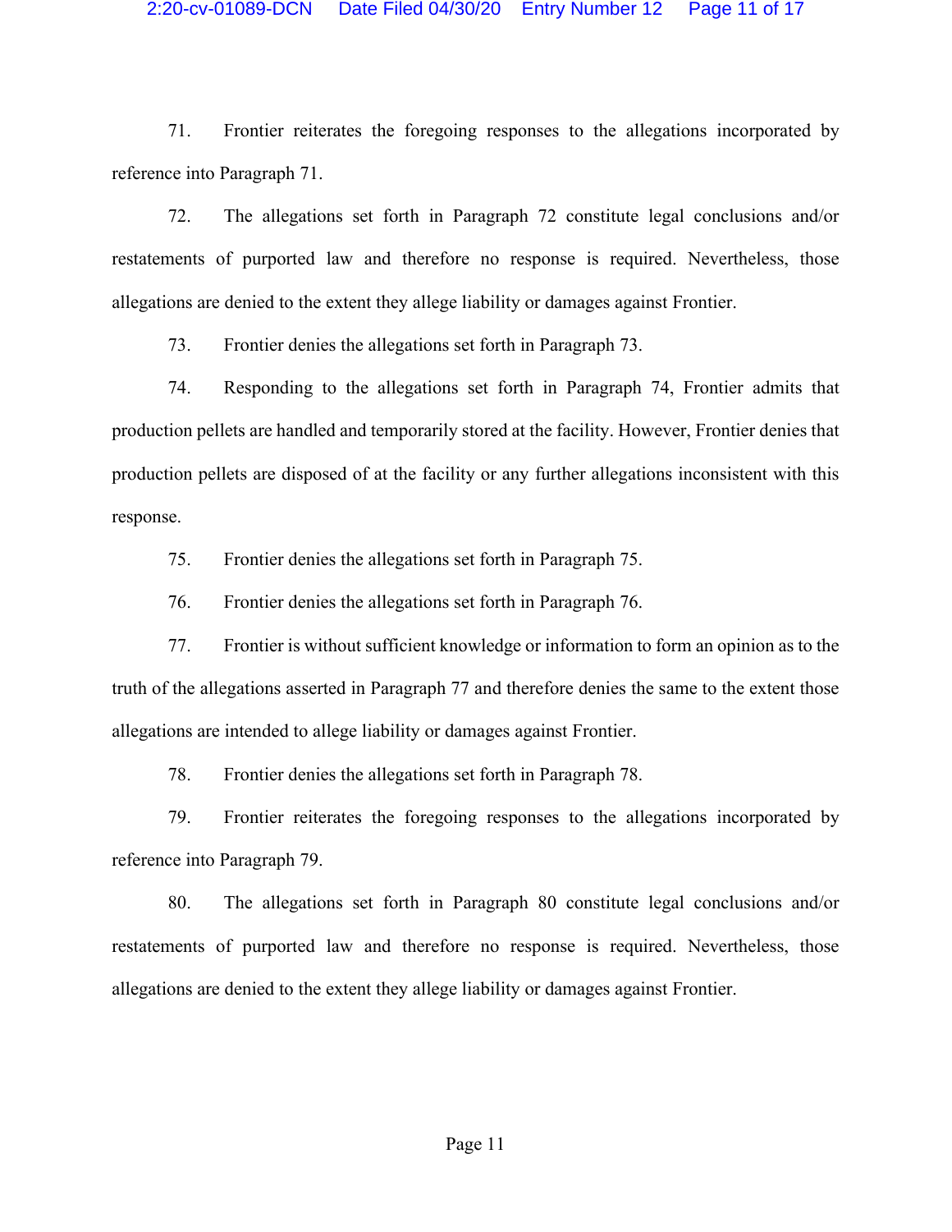71. Frontier reiterates the foregoing responses to the allegations incorporated by reference into Paragraph 71.

72. The allegations set forth in Paragraph 72 constitute legal conclusions and/or restatements of purported law and therefore no response is required. Nevertheless, those allegations are denied to the extent they allege liability or damages against Frontier.

73. Frontier denies the allegations set forth in Paragraph 73.

74. Responding to the allegations set forth in Paragraph 74, Frontier admits that production pellets are handled and temporarily stored at the facility. However, Frontier denies that production pellets are disposed of at the facility or any further allegations inconsistent with this response.

75. Frontier denies the allegations set forth in Paragraph 75.

76. Frontier denies the allegations set forth in Paragraph 76.

77. Frontier is without sufficient knowledge or information to form an opinion as to the truth of the allegations asserted in Paragraph 77 and therefore denies the same to the extent those allegations are intended to allege liability or damages against Frontier.

78. Frontier denies the allegations set forth in Paragraph 78.

79. Frontier reiterates the foregoing responses to the allegations incorporated by reference into Paragraph 79.

80. The allegations set forth in Paragraph 80 constitute legal conclusions and/or restatements of purported law and therefore no response is required. Nevertheless, those allegations are denied to the extent they allege liability or damages against Frontier.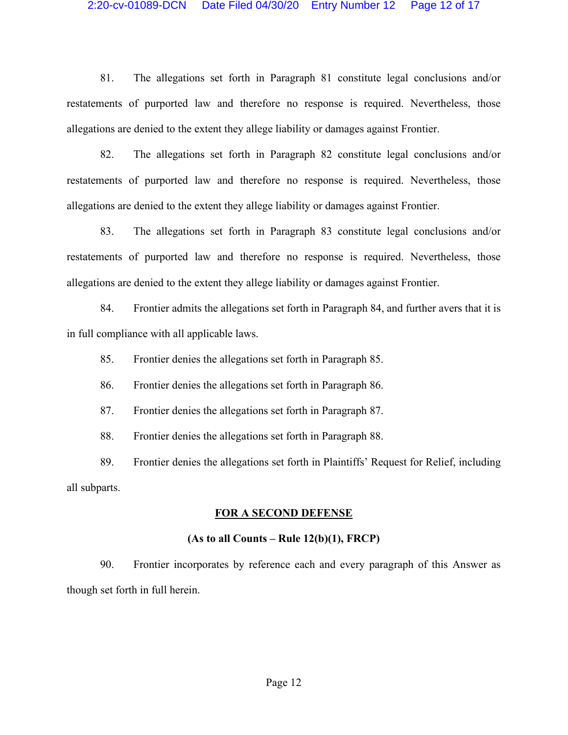81. The allegations set forth in Paragraph 81 constitute legal conclusions and/or restatements of purported law and therefore no response is required. Nevertheless, those allegations are denied to the extent they allege liability or damages against Frontier.

82. The allegations set forth in Paragraph 82 constitute legal conclusions and/or restatements of purported law and therefore no response is required. Nevertheless, those allegations are denied to the extent they allege liability or damages against Frontier.

83. The allegations set forth in Paragraph 83 constitute legal conclusions and/or restatements of purported law and therefore no response is required. Nevertheless, those allegations are denied to the extent they allege liability or damages against Frontier.

84. Frontier admits the allegations set forth in Paragraph 84, and further avers that it is in full compliance with all applicable laws.

85. Frontier denies the allegations set forth in Paragraph 85.

86. Frontier denies the allegations set forth in Paragraph 86.

87. Frontier denies the allegations set forth in Paragraph 87.

88. Frontier denies the allegations set forth in Paragraph 88.

89. Frontier denies the allegations set forth in Plaintiffs' Request for Relief, including all subparts.

## FOR A SECOND DEFENSE

**(As to all Counts – Rule 12(b)(1), FRCP)**

90. Frontier incorporates by reference each and every paragraph of this Answer as though set forth in full herein.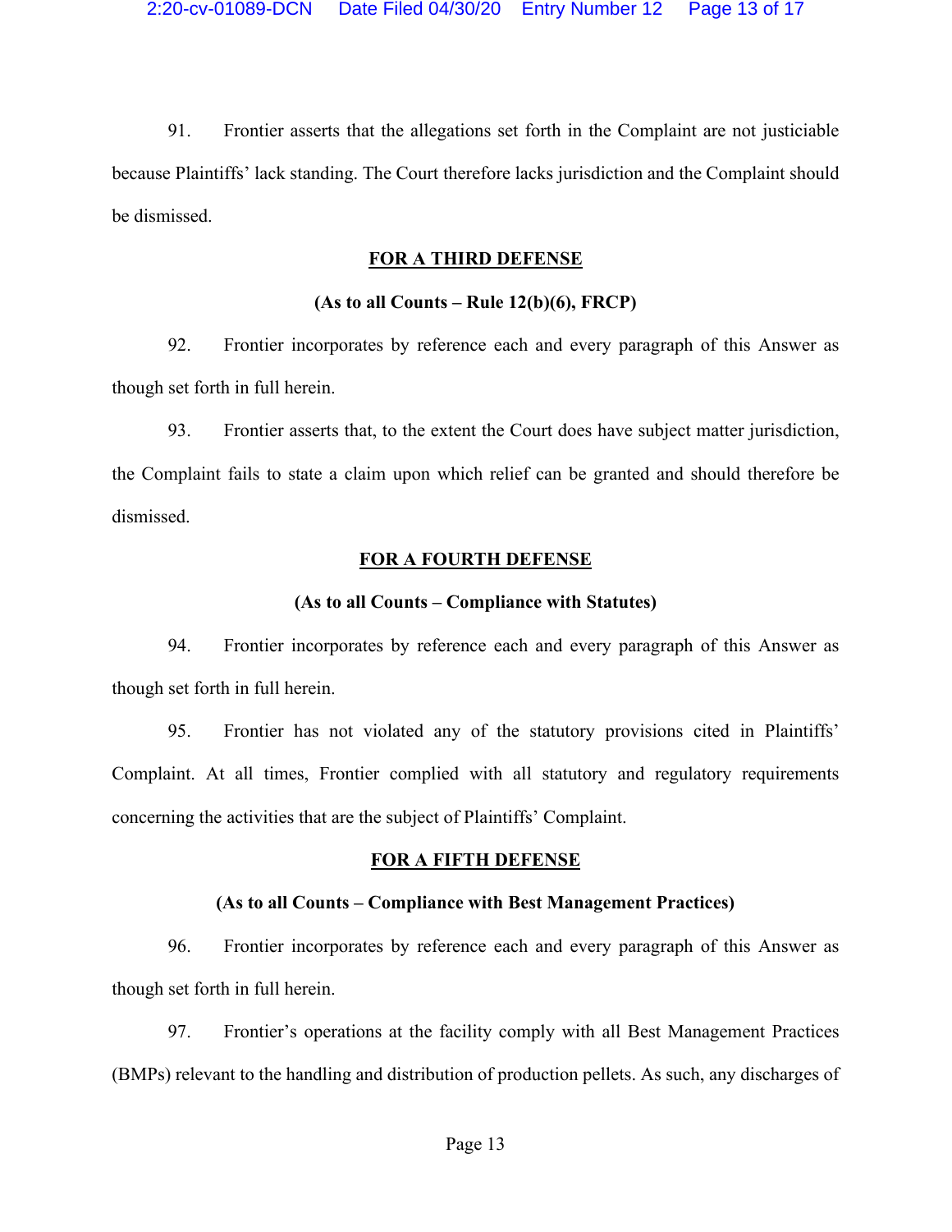91. Frontier asserts that the allegations set forth in the Complaint are not justiciable because Plaintiffs' lack standing. The Court therefore lacks jurisdiction and the Complaint should be dismissed.

**FOR A THIRD DEFENSE**

**(As to all Counts – Rule 12(b)(6), FRCP)**

92. Frontier incorporates by reference each and every paragraph of this Answer as though set forth in full herein.

93. Frontier asserts that, to the extent the Court does have subject matter jurisdiction, the Complaint fails to state a claim upon which relief can be granted and should therefore be dismissed.

**FOR A FOURTH DEFENSE**

**(As to all Counts – Compliance with Statutes)**

94. Frontier incorporates by reference each and every paragraph of this Answer as though set forth in full herein.

95. Frontier has not violated any of the statutory provisions cited in Plaintiffs' Complaint. At all times, Frontier complied with all statutory and regulatory requirements concerning the activities that are the subject of Plaintiffs' Complaint.

**FOR A FIFTH DEFENSE**

**(As to all Counts – Compliance with Best Management Practices)**

96. Frontier incorporates by reference each and every paragraph of this Answer as though set forth in full herein.

97. Frontier's operations at the facility comply with all Best Management Practices (BMPs) relevant to the handling and distribution of production pellets. As such, any discharges of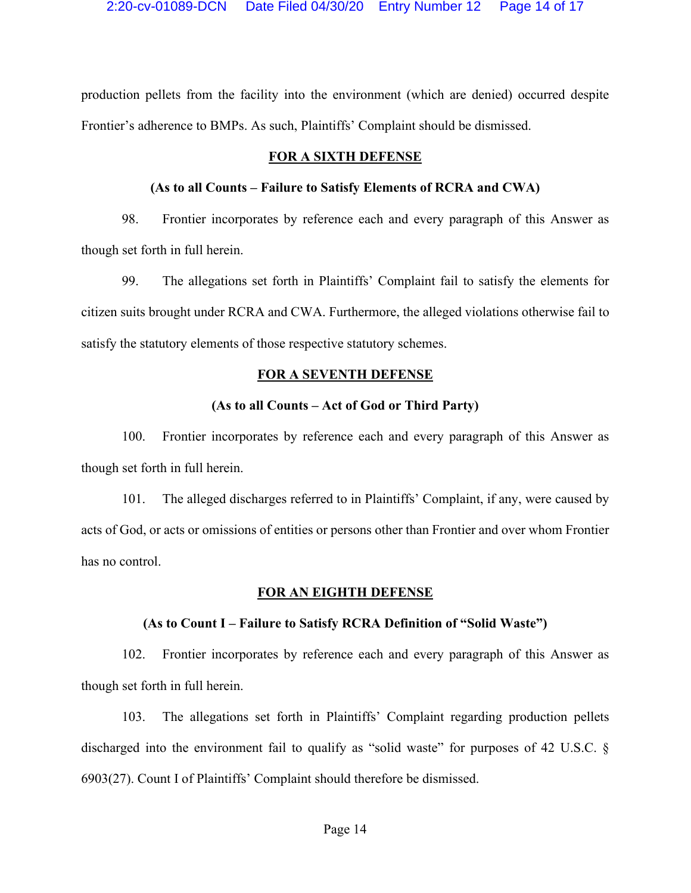production pellets from the facility into the environment (which are denied) occurred despite Frontier's adherence to BMPs. As such, Plaintiffs' Complaint should be dismissed.

**FOR A SIXTH DEFENSE**

**(As to all Counts – Failure to Satisfy Elements of RCRA and CWA)**

98. Frontier incorporates by reference each and every paragraph of this Answer as though set forth in full herein.

99. The allegations set forth in Plaintiffs' Complaint fail to satisfy the elements for citizen suits brought under RCRA and CWA. Furthermore, the alleged violations otherwise fail to satisfy the statutory elements of those respective statutory schemes.

**FOR A SEVENTH DEFENSE**

**(As to all Counts – Act of God or Third Party)**

100. Frontier incorporates by reference each and every paragraph of this Answer as though set forth in full herein.

101. The alleged discharges referred to in Plaintiffs' Complaint, if any, were caused by acts of God, or acts or omissions of entities or persons other than Frontier and over whom Frontier has no control.

**FOR AN EIGHTH DEFENSE**

**(As to Count I – Failure to Satisfy RCRA Definition of "Solid Waste")**

102. Frontier incorporates by reference each and every paragraph of this Answer as though set forth in full herein.

103. The allegations set forth in Plaintiffs' Complaint regarding production pellets discharged into the environment fail to qualify as "solid waste" for purposes of 42 U.S.C. § 6903(27). Count I of Plaintiffs' Complaint should therefore be dismissed.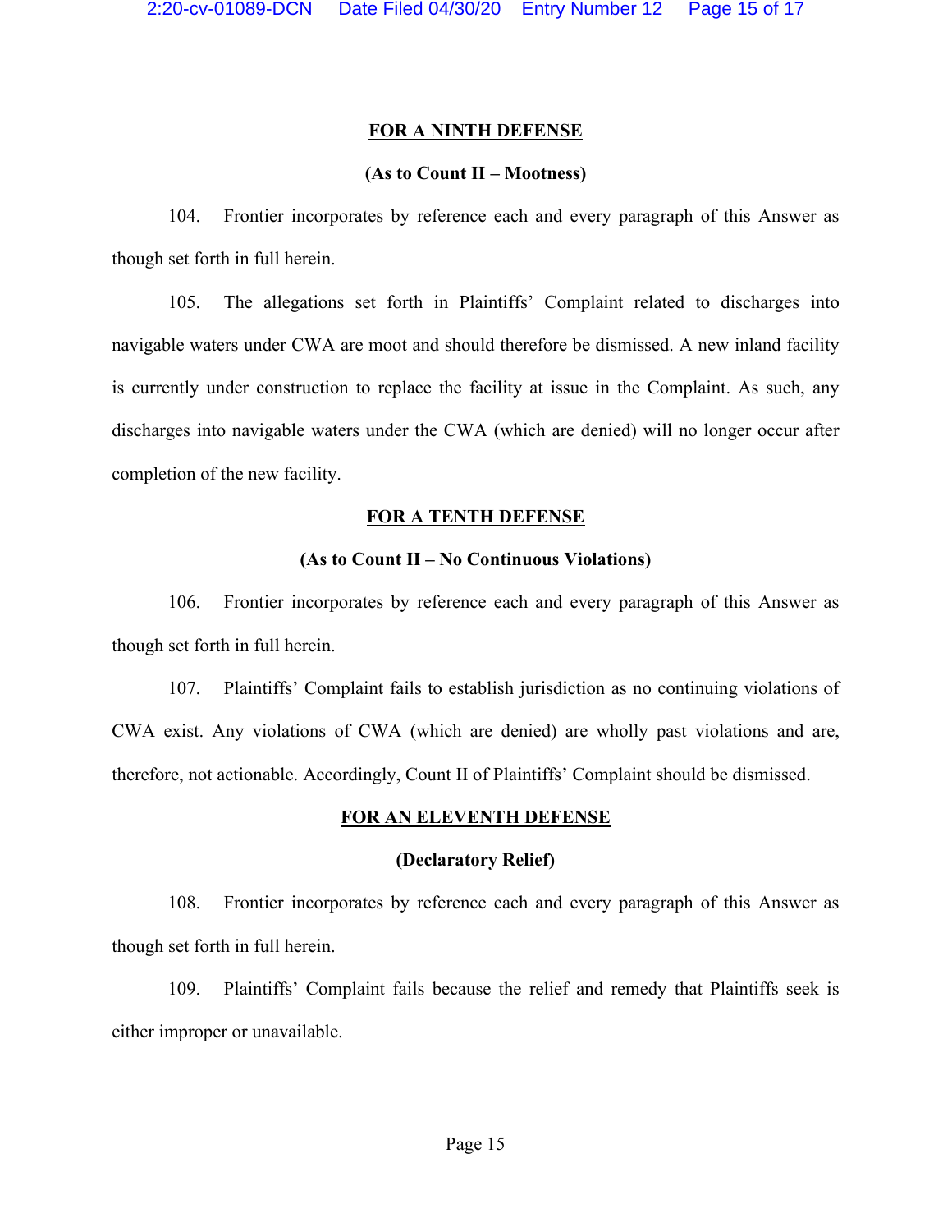**FOR A NINTH DEFENSE**

**(As to Count II – Mootness)**

104. Frontier incorporates by reference each and every paragraph of this Answer as though set forth in full herein.

105. The allegations set forth in Plaintiffs' Complaint related to discharges into navigable waters under CWA are moot and should therefore be dismissed. A new inland facility is currently under construction to replace the facility at issue in the Complaint. As such, any discharges into navigable waters under the CWA (which are denied) will no longer occur after completion of the new facility.

**FOR A TENTH DEFENSE**

**(As to Count II – No Continuous Violations)**

106. Frontier incorporates by reference each and every paragraph of this Answer as though set forth in full herein.

107. Plaintiffs' Complaint fails to establish jurisdiction as no continuing violations of CWA exist. Any violations of CWA (which are denied) are wholly past violations and are, therefore, not actionable. Accordingly, Count II of Plaintiffs' Complaint should be dismissed.

**FOR AN ELEVENTH DEFENSE**

**(Declaratory Relief)**

108. Frontier incorporates by reference each and every paragraph of this Answer as though set forth in full herein.

109. Plaintiffs' Complaint fails because the relief and remedy that Plaintiffs seek is either improper or unavailable.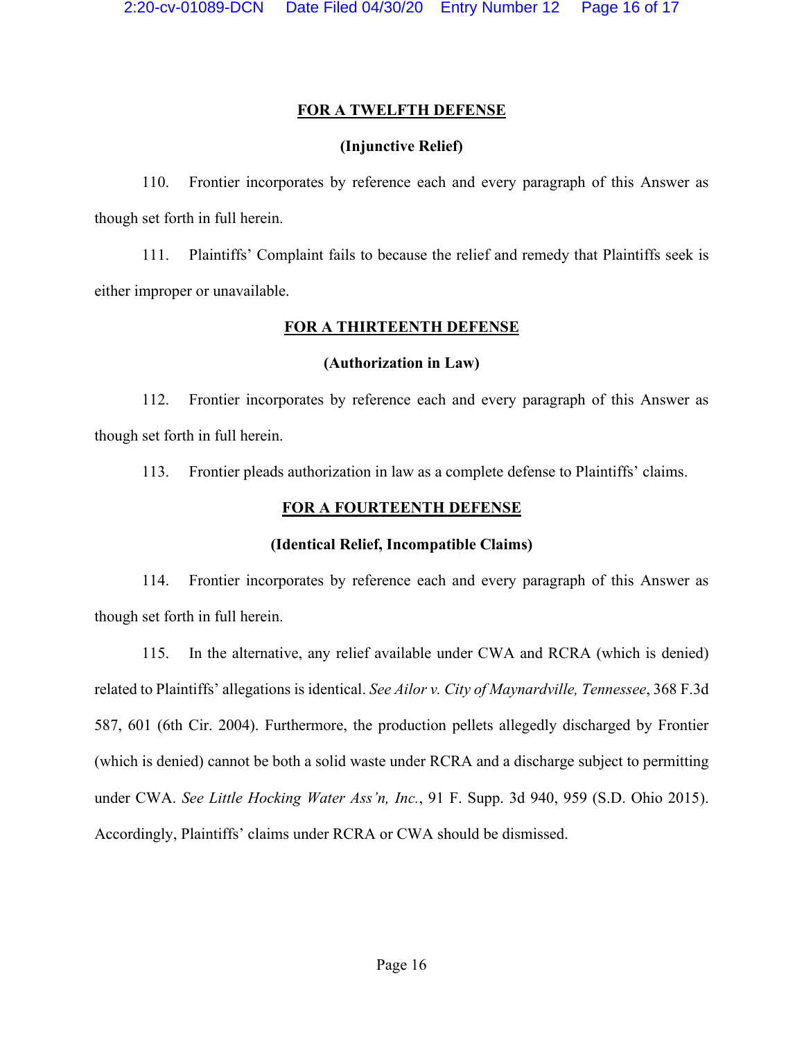**FOR A TWELFTH DEFENSE**

**(Injunctive Relief)**

110. Frontier incorporates by reference each and every paragraph of this Answer as though set forth in full herein.

111. Plaintiffs' Complaint fails to because the relief and remedy that Plaintiffs seek is either improper or unavailable.

**FOR A THIRTEENTH DEFENSE**

**(Authorization in Law)**

112. Frontier incorporates by reference each and every paragraph of this Answer as though set forth in full herein.

113. Frontier pleads authorization in law as a complete defense to Plaintiffs' claims.

**FOR A FOURTEENTH DEFENSE**

**(Identical Relief, Incompatible Claims)**

114. Frontier incorporates by reference each and every paragraph of this Answer as though set forth in full herein.

115. In the alternative, any relief available under CWA and RCRA (which is denied) related to Plaintiffs' allegations is identical. *See Ailor v. City of Maynardville, Tennessee*, 368 F.3d 587, 601 (6th Cir. 2004). Furthermore, the production pellets allegedly discharged by Frontier (which is denied) cannot be both a solid waste under RCRA and a discharge subject to permitting under CWA. *See Little Hocking Water Ass'n, Inc.*, 91 F. Supp. 3d 940, 959 (S.D. Ohio 2015). Accordingly, Plaintiffs' claims under RCRA or CWA should be dismissed.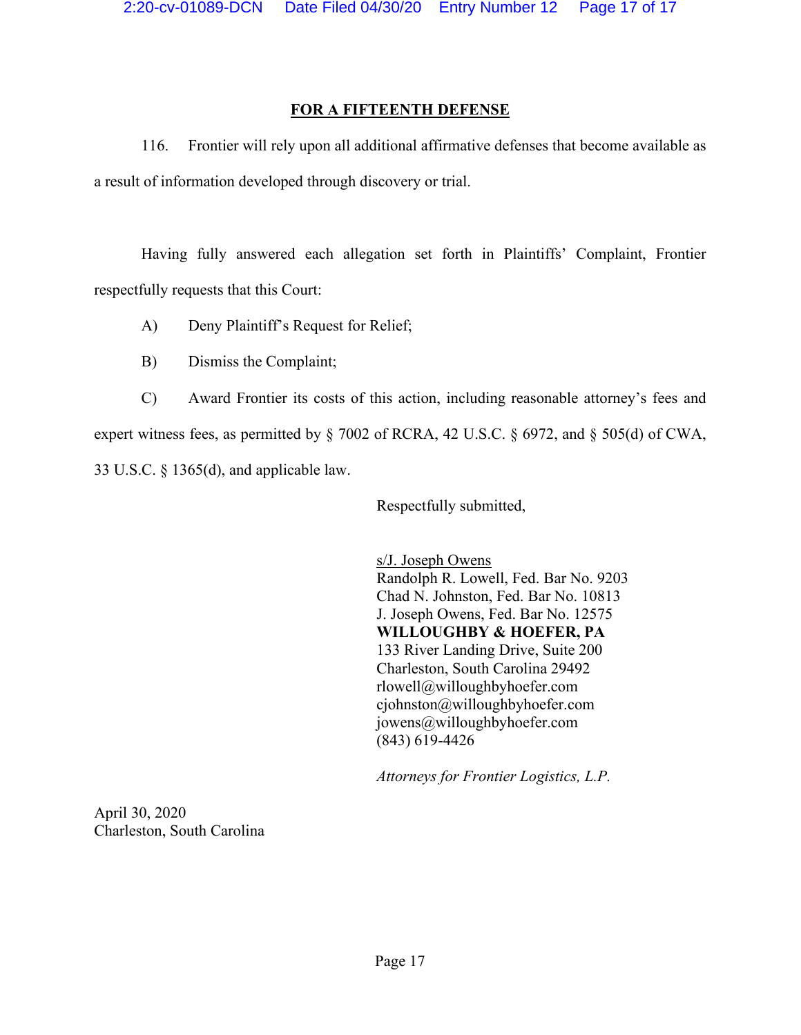## FOR A FIFTEENTH DEFENSE

116. Frontier will rely upon all additional affirmative defenses that become available as a result of information developed through discovery or trial.

Having fully answered each allegation set forth in Plaintiffs' Complaint, Frontier respectfully requests that this Court:

A) Deny Plaintiff's Request for Relief;

B) Dismiss the Complaint;

C) Award Frontier its costs of this action, including reasonable attorney's fees and expert witness fees, as permitted by § 7002 of RCRA, 42 U.S.C. § 6972, and § 505(d) of CWA, 33 U.S.C. § 1365(d), and applicable law.

Respectfully submitted,

s/J. Joseph Owens
Randolph R. Lowell, Fed. Bar No. 9203
Chad N. Johnston, Fed. Bar No. 10813
J. Joseph Owens, Fed. Bar No. 12575
**WILLOUGHBY & HOEFER, PA**
133 River Landing Drive, Suite 200
Charleston, South Carolina 29492
rlowell@willoughbyhoefer.com
cjohnston@willoughbyhoefer.com
jowens@willoughbyhoefer.com
(843) 619-4426

*Attorneys for Frontier Logistics, L.P.*

April 30, 2020
Charleston, South Carolina